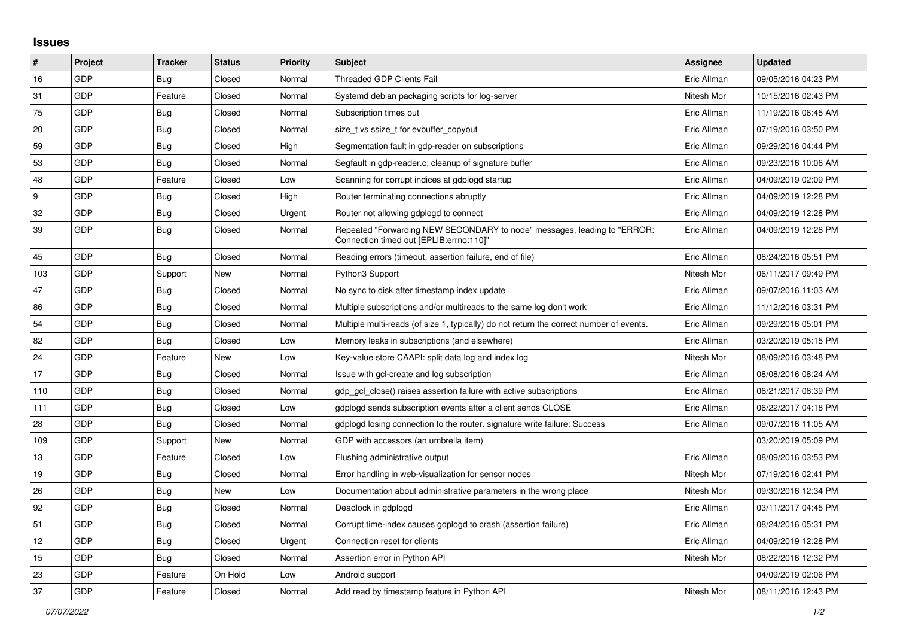## Issues

| # | Project | Tracker | Status | Priority | Subject | Assignee | Updated |
|---|---|---|---|---|---|---|---|
| 16 | GDP | Bug | Closed | Normal | Threaded GDP Clients Fail | Eric Allman | 09/05/2016 04:23 PM |
| 31 | GDP | Feature | Closed | Normal | Systemd debian packaging scripts for log-server | Nitesh Mor | 10/15/2016 02:43 PM |
| 75 | GDP | Bug | Closed | Normal | Subscription times out | Eric Allman | 11/19/2016 06:45 AM |
| 20 | GDP | Bug | Closed | Normal | size_t vs ssize_t for evbuffer_copyout | Eric Allman | 07/19/2016 03:50 PM |
| 59 | GDP | Bug | Closed | High | Segmentation fault in gdp-reader on subscriptions | Eric Allman | 09/29/2016 04:44 PM |
| 53 | GDP | Bug | Closed | Normal | Segfault in gdp-reader.c; cleanup of signature buffer | Eric Allman | 09/23/2016 10:06 AM |
| 48 | GDP | Feature | Closed | Low | Scanning for corrupt indices at gdplogd startup | Eric Allman | 04/09/2019 02:09 PM |
| 9 | GDP | Bug | Closed | High | Router terminating connections abruptly | Eric Allman | 04/09/2019 12:28 PM |
| 32 | GDP | Bug | Closed | Urgent | Router not allowing gdplogd to connect | Eric Allman | 04/09/2019 12:28 PM |
| 39 | GDP | Bug | Closed | Normal | Repeated "Forwarding NEW SECONDARY to node" messages, leading to "ERROR: Connection timed out [EPLIB:errno:110]" | Eric Allman | 04/09/2019 12:28 PM |
| 45 | GDP | Bug | Closed | Normal | Reading errors (timeout, assertion failure, end of file) | Eric Allman | 08/24/2016 05:51 PM |
| 103 | GDP | Support | New | Normal | Python3 Support | Nitesh Mor | 06/11/2017 09:49 PM |
| 47 | GDP | Bug | Closed | Normal | No sync to disk after timestamp index update | Eric Allman | 09/07/2016 11:03 AM |
| 86 | GDP | Bug | Closed | Normal | Multiple subscriptions and/or multireads to the same log don't work | Eric Allman | 11/12/2016 03:31 PM |
| 54 | GDP | Bug | Closed | Normal | Multiple multi-reads (of size 1, typically) do not return the correct number of events. | Eric Allman | 09/29/2016 05:01 PM |
| 82 | GDP | Bug | Closed | Low | Memory leaks in subscriptions (and elsewhere) | Eric Allman | 03/20/2019 05:15 PM |
| 24 | GDP | Feature | New | Low | Key-value store CAAPI: split data log and index log | Nitesh Mor | 08/09/2016 03:48 PM |
| 17 | GDP | Bug | Closed | Normal | Issue with gcl-create and log subscription | Eric Allman | 08/08/2016 08:24 AM |
| 110 | GDP | Bug | Closed | Normal | gdp_gcl_close() raises assertion failure with active subscriptions | Eric Allman | 06/21/2017 08:39 PM |
| 111 | GDP | Bug | Closed | Low | gdplogd sends subscription events after a client sends CLOSE | Eric Allman | 06/22/2017 04:18 PM |
| 28 | GDP | Bug | Closed | Normal | gdplogd losing connection to the router. signature write failure: Success | Eric Allman | 09/07/2016 11:05 AM |
| 109 | GDP | Support | New | Normal | GDP with accessors (an umbrella item) | | 03/20/2019 05:09 PM |
| 13 | GDP | Feature | Closed | Low | Flushing administrative output | Eric Allman | 08/09/2016 03:53 PM |
| 19 | GDP | Bug | Closed | Normal | Error handling in web-visualization for sensor nodes | Nitesh Mor | 07/19/2016 02:41 PM |
| 26 | GDP | Bug | New | Low | Documentation about administrative parameters in the wrong place | Nitesh Mor | 09/30/2016 12:34 PM |
| 92 | GDP | Bug | Closed | Normal | Deadlock in gdplogd | Eric Allman | 03/11/2017 04:45 PM |
| 51 | GDP | Bug | Closed | Normal | Corrupt time-index causes gdplogd to crash (assertion failure) | Eric Allman | 08/24/2016 05:31 PM |
| 12 | GDP | Bug | Closed | Urgent | Connection reset for clients | Eric Allman | 04/09/2019 12:28 PM |
| 15 | GDP | Bug | Closed | Normal | Assertion error in Python API | Nitesh Mor | 08/22/2016 12:32 PM |
| 23 | GDP | Feature | On Hold | Low | Android support | | 04/09/2019 02:06 PM |
| 37 | GDP | Feature | Closed | Normal | Add read by timestamp feature in Python API | Nitesh Mor | 08/11/2016 12:43 PM |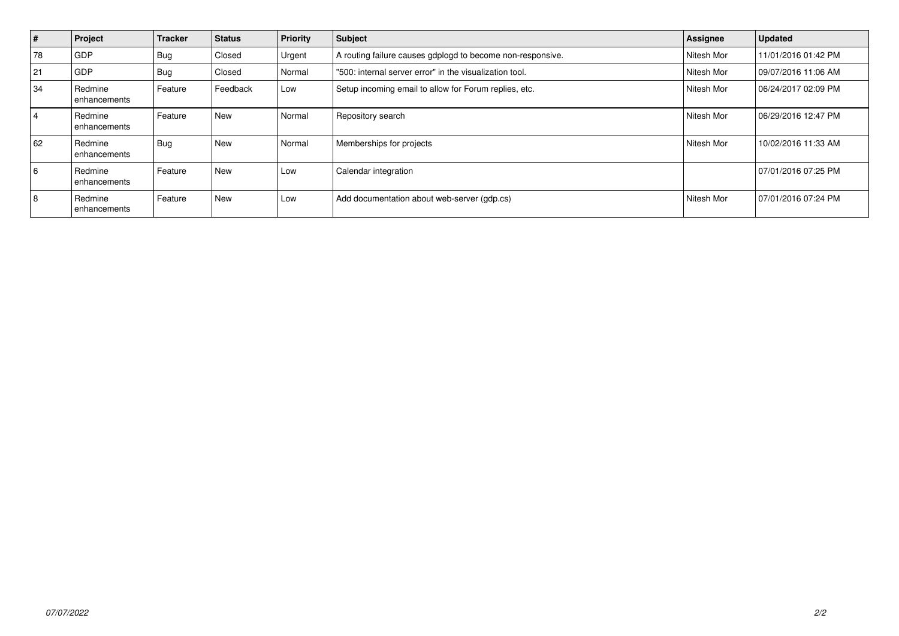| # | Project | Tracker | Status | Priority | Subject | Assignee | Updated |
|---|---|---|---|---|---|---|---|
| 78 | GDP | Bug | Closed | Urgent | A routing failure causes gdplogd to become non-responsive. | Nitesh Mor | 11/01/2016 01:42 PM |
| 21 | GDP | Bug | Closed | Normal | "500: internal server error" in the visualization tool. | Nitesh Mor | 09/07/2016 11:06 AM |
| 34 | Redmine enhancements | Feature | Feedback | Low | Setup incoming email to allow for Forum replies, etc. | Nitesh Mor | 06/24/2017 02:09 PM |
| 4 | Redmine enhancements | Feature | New | Normal | Repository search | Nitesh Mor | 06/29/2016 12:47 PM |
| 62 | Redmine enhancements | Bug | New | Normal | Memberships for projects | Nitesh Mor | 10/02/2016 11:33 AM |
| 6 | Redmine enhancements | Feature | New | Low | Calendar integration | | 07/01/2016 07:25 PM |
| 8 | Redmine enhancements | Feature | New | Low | Add documentation about web-server (gdp.cs) | Nitesh Mor | 07/01/2016 07:24 PM |